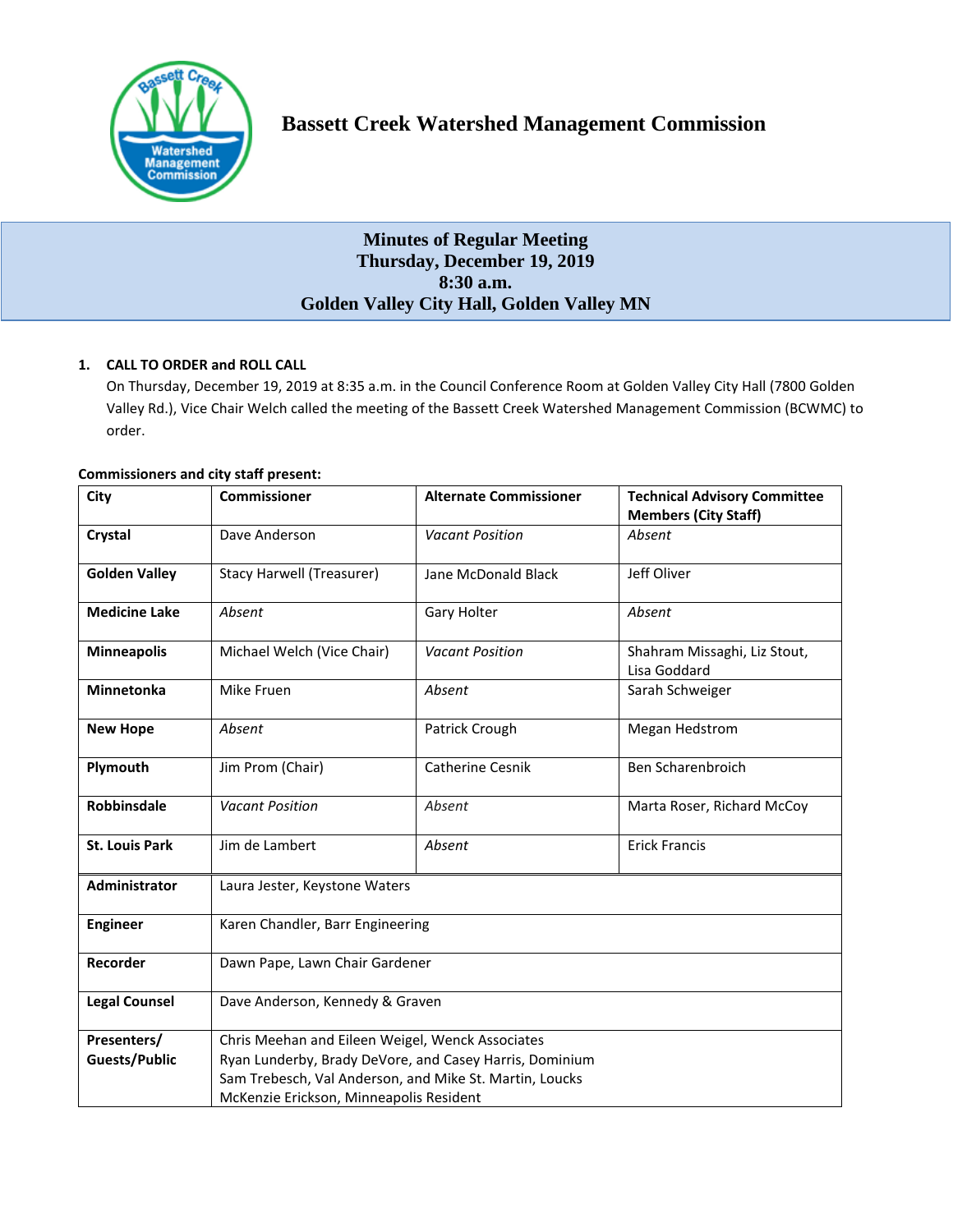# Bassett Creek Watershed Management Commission

## Minutes of Regular Meeting
## Thursday, December 19, 2019
## 8:30 a.m.
## Golden Valley City Hall, Golden Valley MN

**1. CALL TO ORDER and ROLL CALL**

On Thursday, December 19, 2019 at 8:35 a.m. in the Council Conference Room at Golden Valley City Hall (7800 Golden Valley Rd.), Vice Chair Welch called the meeting of the Bassett Creek Watershed Management Commission (BCWMC) to order.

**Commissioners and city staff present:**

| City | Commissioner | Alternate Commissioner | Technical Advisory Committee Members (City Staff) |
|---|---|---|---|
| **Crystal** | Dave Anderson | *Vacant Position* | *Absent* |
| **Golden Valley** | Stacy Harwell (Treasurer) | Jane McDonald Black | Jeff Oliver |
| **Medicine Lake** | *Absent* | Gary Holter | *Absent* |
| **Minneapolis** | Michael Welch (Vice Chair) | *Vacant Position* | Shahram Missaghi, Liz Stout, Lisa Goddard |
| **Minnetonka** | Mike Fruen | *Absent* | Sarah Schweiger |
| **New Hope** | *Absent* | Patrick Crough | Megan Hedstrom |
| **Plymouth** | Jim Prom (Chair) | Catherine Cesnik | Ben Scharenbroich |
| **Robbinsdale** | *Vacant Position* | *Absent* | Marta Roser, Richard McCoy |
| **St. Louis Park** | Jim de Lambert | *Absent* | Erick Francis |
| **Administrator** | Laura Jester, Keystone Waters | | |
| **Engineer** | Karen Chandler, Barr Engineering | | |
| **Recorder** | Dawn Pape, Lawn Chair Gardener | | |
| **Legal Counsel** | Dave Anderson, Kennedy & Graven | | |
| **Presenters/ Guests/Public** | Chris Meehan and Eileen Weigel, Wenck Associates<br>Ryan Lunderby, Brady DeVore, and Casey Harris, Dominium<br>Sam Trebesch, Val Anderson, and Mike St. Martin, Loucks<br>McKenzie Erickson, Minneapolis Resident | | |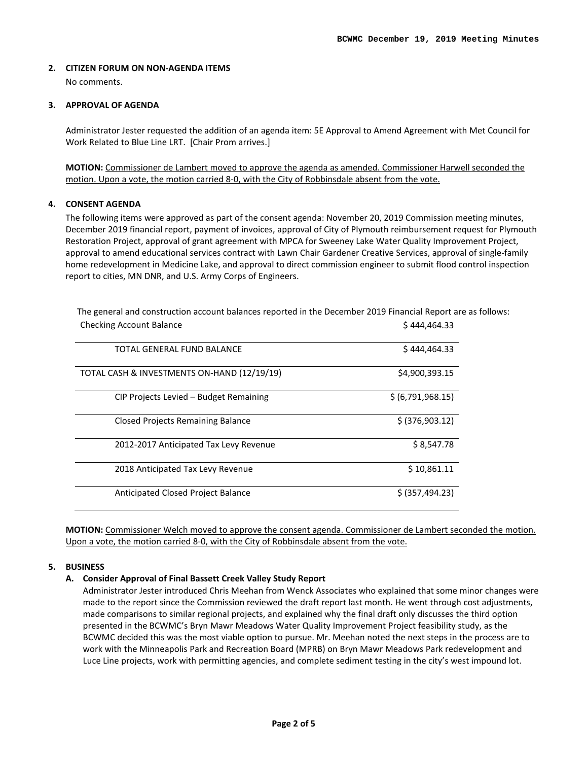**2. CITIZEN FORUM ON NON-AGENDA ITEMS**

No comments.

**3. APPROVAL OF AGENDA**

Administrator Jester requested the addition of an agenda item: 5E Approval to Amend Agreement with Met Council for Work Related to Blue Line LRT. [Chair Prom arrives.]

**MOTION:** Commissioner de Lambert moved to approve the agenda as amended. Commissioner Harwell seconded the motion. Upon a vote, the motion carried 8-0, with the City of Robbinsdale absent from the vote.

**4. CONSENT AGENDA**

The following items were approved as part of the consent agenda: November 20, 2019 Commission meeting minutes, December 2019 financial report, payment of invoices, approval of City of Plymouth reimbursement request for Plymouth Restoration Project, approval of grant agreement with MPCA for Sweeney Lake Water Quality Improvement Project, approval to amend educational services contract with Lawn Chair Gardener Creative Services, approval of single-family home redevelopment in Medicine Lake, and approval to direct commission engineer to submit flood control inspection report to cities, MN DNR, and U.S. Army Corps of Engineers.

The general and construction account balances reported in the December 2019 Financial Report are as follows:

| | |
|---|---|
| Checking Account Balance | $ 444,464.33 |
| TOTAL GENERAL FUND BALANCE | $ 444,464.33 |
| TOTAL CASH & INVESTMENTS ON-HAND (12/19/19) | $4,900,393.15 |
| CIP Projects Levied – Budget Remaining | $ (6,791,968.15) |
| Closed Projects Remaining Balance | $ (376,903.12) |
| 2012-2017 Anticipated Tax Levy Revenue | $ 8,547.78 |
| 2018 Anticipated Tax Levy Revenue | $ 10,861.11 |
| Anticipated Closed Project Balance | $ (357,494.23) |

**MOTION:** Commissioner Welch moved to approve the consent agenda. Commissioner de Lambert seconded the motion. Upon a vote, the motion carried 8-0, with the City of Robbinsdale absent from the vote.

**5. BUSINESS**

**A. Consider Approval of Final Bassett Creek Valley Study Report**

Administrator Jester introduced Chris Meehan from Wenck Associates who explained that some minor changes were made to the report since the Commission reviewed the draft report last month. He went through cost adjustments, made comparisons to similar regional projects, and explained why the final draft only discusses the third option presented in the BCWMC's Bryn Mawr Meadows Water Quality Improvement Project feasibility study, as the BCWMC decided this was the most viable option to pursue. Mr. Meehan noted the next steps in the process are to work with the Minneapolis Park and Recreation Board (MPRB) on Bryn Mawr Meadows Park redevelopment and Luce Line projects, work with permitting agencies, and complete sediment testing in the city's west impound lot.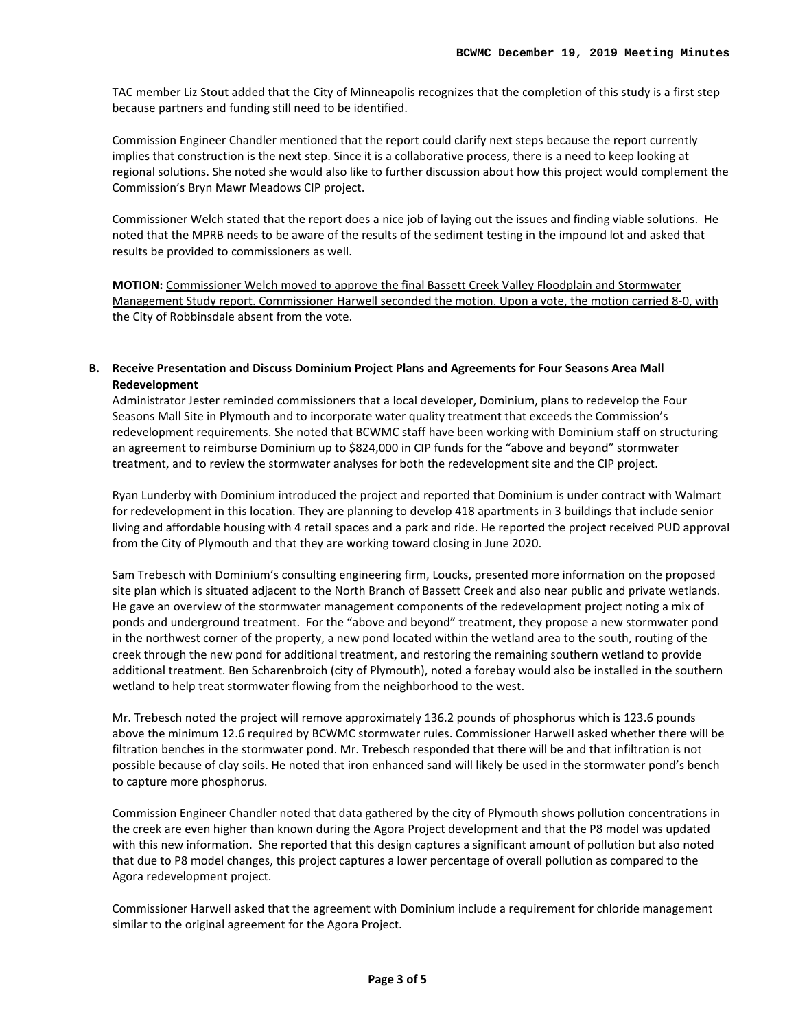TAC member Liz Stout added that the City of Minneapolis recognizes that the completion of this study is a first step because partners and funding still need to be identified.

Commission Engineer Chandler mentioned that the report could clarify next steps because the report currently implies that construction is the next step. Since it is a collaborative process, there is a need to keep looking at regional solutions. She noted she would also like to further discussion about how this project would complement the Commission's Bryn Mawr Meadows CIP project.

Commissioner Welch stated that the report does a nice job of laying out the issues and finding viable solutions. He noted that the MPRB needs to be aware of the results of the sediment testing in the impound lot and asked that results be provided to commissioners as well.

**MOTION:** Commissioner Welch moved to approve the final Bassett Creek Valley Floodplain and Stormwater Management Study report. Commissioner Harwell seconded the motion. Upon a vote, the motion carried 8-0, with the City of Robbinsdale absent from the vote.

**B. Receive Presentation and Discuss Dominium Project Plans and Agreements for Four Seasons Area Mall Redevelopment**

Administrator Jester reminded commissioners that a local developer, Dominium, plans to redevelop the Four Seasons Mall Site in Plymouth and to incorporate water quality treatment that exceeds the Commission's redevelopment requirements. She noted that BCWMC staff have been working with Dominium staff on structuring an agreement to reimburse Dominium up to $824,000 in CIP funds for the "above and beyond" stormwater treatment, and to review the stormwater analyses for both the redevelopment site and the CIP project.

Ryan Lunderby with Dominium introduced the project and reported that Dominium is under contract with Walmart for redevelopment in this location. They are planning to develop 418 apartments in 3 buildings that include senior living and affordable housing with 4 retail spaces and a park and ride. He reported the project received PUD approval from the City of Plymouth and that they are working toward closing in June 2020.

Sam Trebesch with Dominium's consulting engineering firm, Loucks, presented more information on the proposed site plan which is situated adjacent to the North Branch of Bassett Creek and also near public and private wetlands. He gave an overview of the stormwater management components of the redevelopment project noting a mix of ponds and underground treatment. For the "above and beyond" treatment, they propose a new stormwater pond in the northwest corner of the property, a new pond located within the wetland area to the south, routing of the creek through the new pond for additional treatment, and restoring the remaining southern wetland to provide additional treatment. Ben Scharenbroich (city of Plymouth), noted a forebay would also be installed in the southern wetland to help treat stormwater flowing from the neighborhood to the west.

Mr. Trebesch noted the project will remove approximately 136.2 pounds of phosphorus which is 123.6 pounds above the minimum 12.6 required by BCWMC stormwater rules. Commissioner Harwell asked whether there will be filtration benches in the stormwater pond. Mr. Trebesch responded that there will be and that infiltration is not possible because of clay soils. He noted that iron enhanced sand will likely be used in the stormwater pond's bench to capture more phosphorus.

Commission Engineer Chandler noted that data gathered by the city of Plymouth shows pollution concentrations in the creek are even higher than known during the Agora Project development and that the P8 model was updated with this new information. She reported that this design captures a significant amount of pollution but also noted that due to P8 model changes, this project captures a lower percentage of overall pollution as compared to the Agora redevelopment project.

Commissioner Harwell asked that the agreement with Dominium include a requirement for chloride management similar to the original agreement for the Agora Project.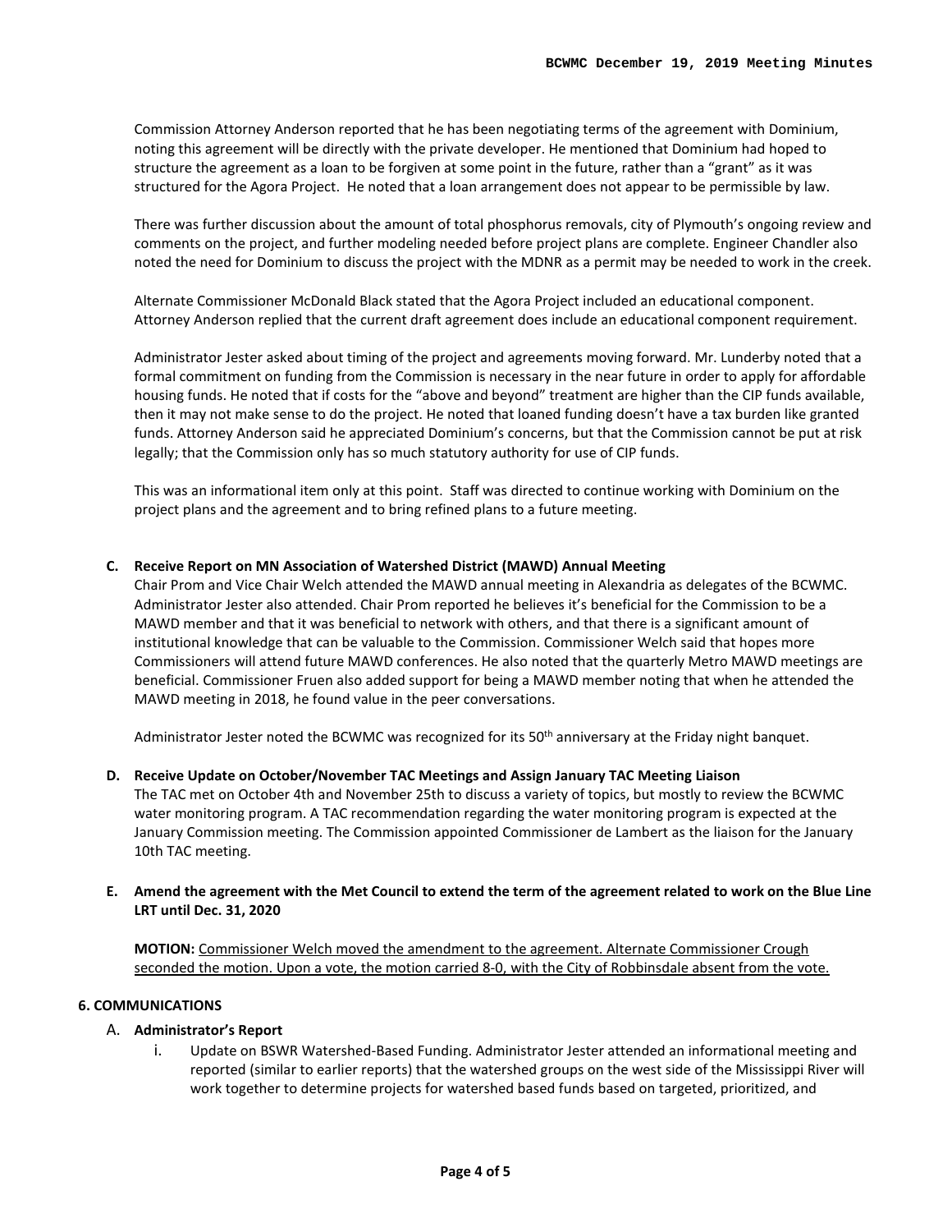Commission Attorney Anderson reported that he has been negotiating terms of the agreement with Dominium, noting this agreement will be directly with the private developer. He mentioned that Dominium had hoped to structure the agreement as a loan to be forgiven at some point in the future, rather than a "grant" as it was structured for the Agora Project. He noted that a loan arrangement does not appear to be permissible by law.

There was further discussion about the amount of total phosphorus removals, city of Plymouth's ongoing review and comments on the project, and further modeling needed before project plans are complete. Engineer Chandler also noted the need for Dominium to discuss the project with the MDNR as a permit may be needed to work in the creek.

Alternate Commissioner McDonald Black stated that the Agora Project included an educational component. Attorney Anderson replied that the current draft agreement does include an educational component requirement.

Administrator Jester asked about timing of the project and agreements moving forward. Mr. Lunderby noted that a formal commitment on funding from the Commission is necessary in the near future in order to apply for affordable housing funds. He noted that if costs for the "above and beyond" treatment are higher than the CIP funds available, then it may not make sense to do the project. He noted that loaned funding doesn't have a tax burden like granted funds. Attorney Anderson said he appreciated Dominium's concerns, but that the Commission cannot be put at risk legally; that the Commission only has so much statutory authority for use of CIP funds.

This was an informational item only at this point. Staff was directed to continue working with Dominium on the project plans and the agreement and to bring refined plans to a future meeting.

**C. Receive Report on MN Association of Watershed District (MAWD) Annual Meeting**

Chair Prom and Vice Chair Welch attended the MAWD annual meeting in Alexandria as delegates of the BCWMC. Administrator Jester also attended. Chair Prom reported he believes it's beneficial for the Commission to be a MAWD member and that it was beneficial to network with others, and that there is a significant amount of institutional knowledge that can be valuable to the Commission. Commissioner Welch said that hopes more Commissioners will attend future MAWD conferences. He also noted that the quarterly Metro MAWD meetings are beneficial. Commissioner Fruen also added support for being a MAWD member noting that when he attended the MAWD meeting in 2018, he found value in the peer conversations.

Administrator Jester noted the BCWMC was recognized for its 50th anniversary at the Friday night banquet.

**D. Receive Update on October/November TAC Meetings and Assign January TAC Meeting Liaison**

The TAC met on October 4th and November 25th to discuss a variety of topics, but mostly to review the BCWMC water monitoring program. A TAC recommendation regarding the water monitoring program is expected at the January Commission meeting. The Commission appointed Commissioner de Lambert as the liaison for the January 10th TAC meeting.

**E. Amend the agreement with the Met Council to extend the term of the agreement related to work on the Blue Line LRT until Dec. 31, 2020**

**MOTION:** Commissioner Welch moved the amendment to the agreement. Alternate Commissioner Crough seconded the motion. Upon a vote, the motion carried 8-0, with the City of Robbinsdale absent from the vote.

**6. COMMUNICATIONS**

A. **Administrator's Report**

i. Update on BSWR Watershed-Based Funding. Administrator Jester attended an informational meeting and reported (similar to earlier reports) that the watershed groups on the west side of the Mississippi River will work together to determine projects for watershed based funds based on targeted, prioritized, and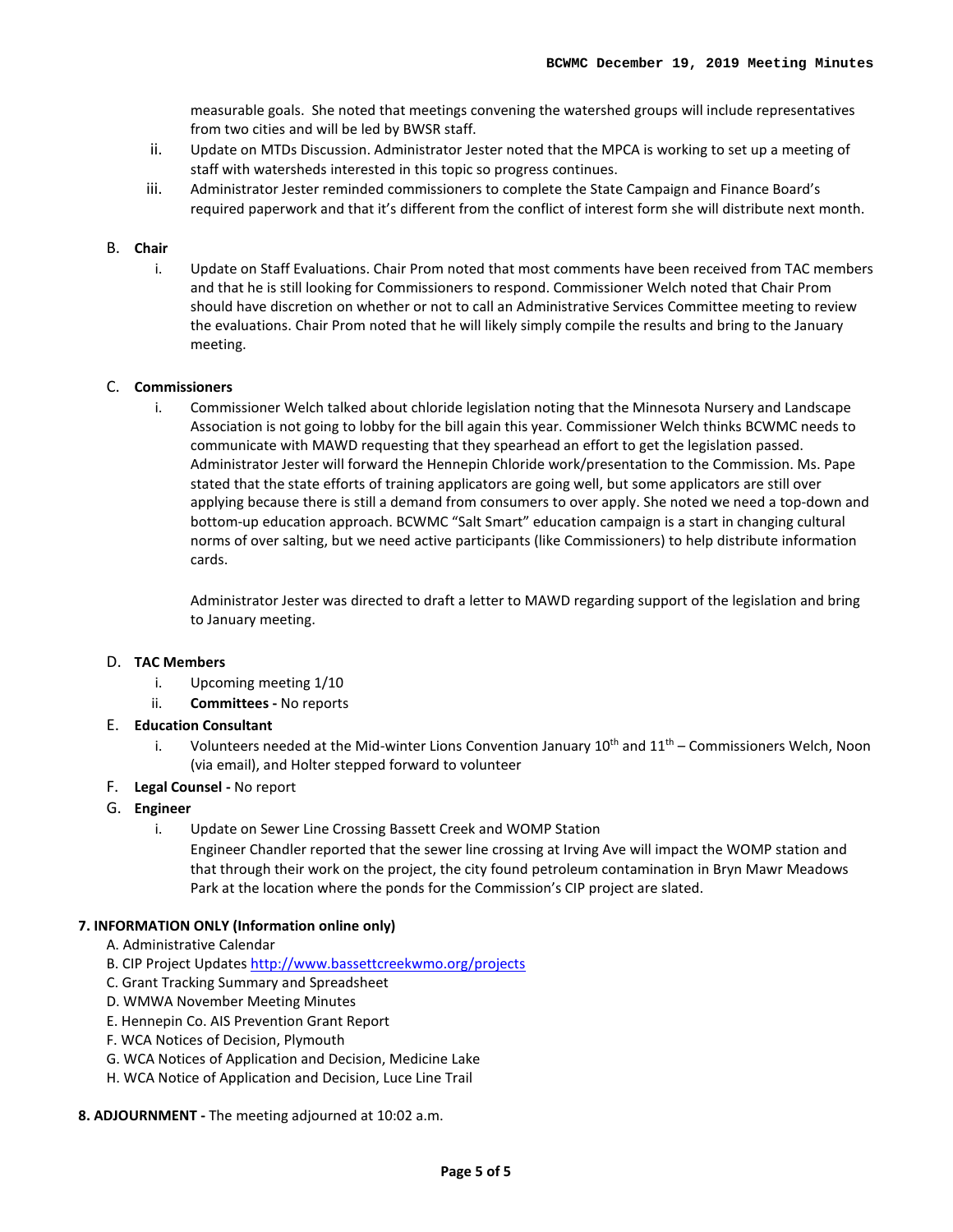measurable goals. She noted that meetings convening the watershed groups will include representatives from two cities and will be led by BWSR staff.

ii. Update on MTDs Discussion. Administrator Jester noted that the MPCA is working to set up a meeting of staff with watersheds interested in this topic so progress continues.

iii. Administrator Jester reminded commissioners to complete the State Campaign and Finance Board's required paperwork and that it's different from the conflict of interest form she will distribute next month.

B. **Chair**

i. Update on Staff Evaluations. Chair Prom noted that most comments have been received from TAC members and that he is still looking for Commissioners to respond. Commissioner Welch noted that Chair Prom should have discretion on whether or not to call an Administrative Services Committee meeting to review the evaluations. Chair Prom noted that he will likely simply compile the results and bring to the January meeting.

C. **Commissioners**

i. Commissioner Welch talked about chloride legislation noting that the Minnesota Nursery and Landscape Association is not going to lobby for the bill again this year. Commissioner Welch thinks BCWMC needs to communicate with MAWD requesting that they spearhead an effort to get the legislation passed. Administrator Jester will forward the Hennepin Chloride work/presentation to the Commission. Ms. Pape stated that the state efforts of training applicators are going well, but some applicators are still over applying because there is still a demand from consumers to over apply. She noted we need a top-down and bottom-up education approach. BCWMC "Salt Smart" education campaign is a start in changing cultural norms of over salting, but we need active participants (like Commissioners) to help distribute information cards.

Administrator Jester was directed to draft a letter to MAWD regarding support of the legislation and bring to January meeting.

D. **TAC Members**

i. Upcoming meeting 1/10

ii. **Committees -** No reports

E. **Education Consultant**

i. Volunteers needed at the Mid-winter Lions Convention January 10th and 11th – Commissioners Welch, Noon (via email), and Holter stepped forward to volunteer

F. **Legal Counsel -** No report

G. **Engineer**

i. Update on Sewer Line Crossing Bassett Creek and WOMP Station
Engineer Chandler reported that the sewer line crossing at Irving Ave will impact the WOMP station and that through their work on the project, the city found petroleum contamination in Bryn Mawr Meadows Park at the location where the ponds for the Commission's CIP project are slated.

**7. INFORMATION ONLY (Information online only)**

A. Administrative Calendar
B. CIP Project Updates http://www.bassettcreekwmo.org/projects
C. Grant Tracking Summary and Spreadsheet
D. WMWA November Meeting Minutes
E. Hennepin Co. AIS Prevention Grant Report
F. WCA Notices of Decision, Plymouth
G. WCA Notices of Application and Decision, Medicine Lake
H. WCA Notice of Application and Decision, Luce Line Trail

**8. ADJOURNMENT -** The meeting adjourned at 10:02 a.m.